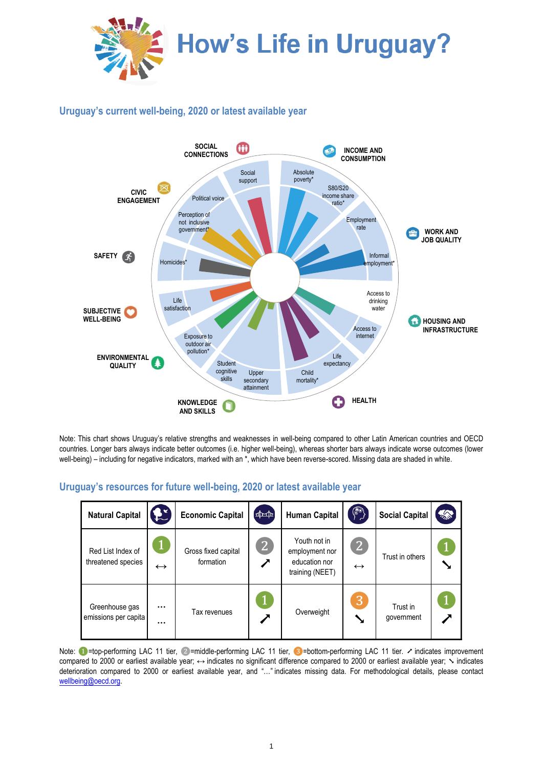# How's Life in Uruguay?

## Uruguay's current well-being, 2020 or latest available year

SOCIAL CONNECTIONS — Social support

INCOME AND CONSUMPTION — Absolute poverty*, S80/S20 income share ratio*

WORK AND JOB QUALITY — Employment rate, Informal employment*

HOUSING AND INFRASTRUCTURE — Access to drinking water, Access to internet

HEALTH — Life expectancy, Child mortality*

KNOWLEDGE AND SKILLS — Upper secondary attainment, Student cognitive skills

ENVIRONMENTAL QUALITY — Exposure to outdoor air pollution*

SUBJECTIVE WELL-BEING — Life satisfaction

SAFETY — Homicides*

CIVIC ENGAGEMENT — Perception of not inclusive government*, Political voice

Note: This chart shows Uruguay's relative strengths and weaknesses in well-being compared to other Latin American countries and OECD countries. Longer bars always indicate better outcomes (i.e. higher well-being), whereas shorter bars always indicate worse outcomes (lower well-being) – including for negative indicators, marked with an *, which have been reverse-scored. Missing data are shaded in white.

## Uruguay's resources for future well-being, 2020 or latest available year

| Natural Capital | | Economic Capital | | Human Capital | | Social Capital | |
|---|---|---|---|---|---|---|---|
| Red List Index of threatened species | 1 ↔ | Gross fixed capital formation | 2 ↗ | Youth not in employment nor education nor training (NEET) | 2 ↔ | Trust in others | 1 ↘ |
| Greenhouse gas emissions per capita | … … | Tax revenues | 1 ↗ | Overweight | 3 ↘ | Trust in government | 1 ↗ |

Note: 1=top-performing LAC 11 tier, 2=middle-performing LAC 11 tier, 3=bottom-performing LAC 11 tier. ↗ indicates improvement compared to 2000 or earliest available year; ↔ indicates no significant difference compared to 2000 or earliest available year; ↘ indicates deterioration compared to 2000 or earliest available year, and "…" indicates missing data. For methodological details, please contact wellbeing@oecd.org.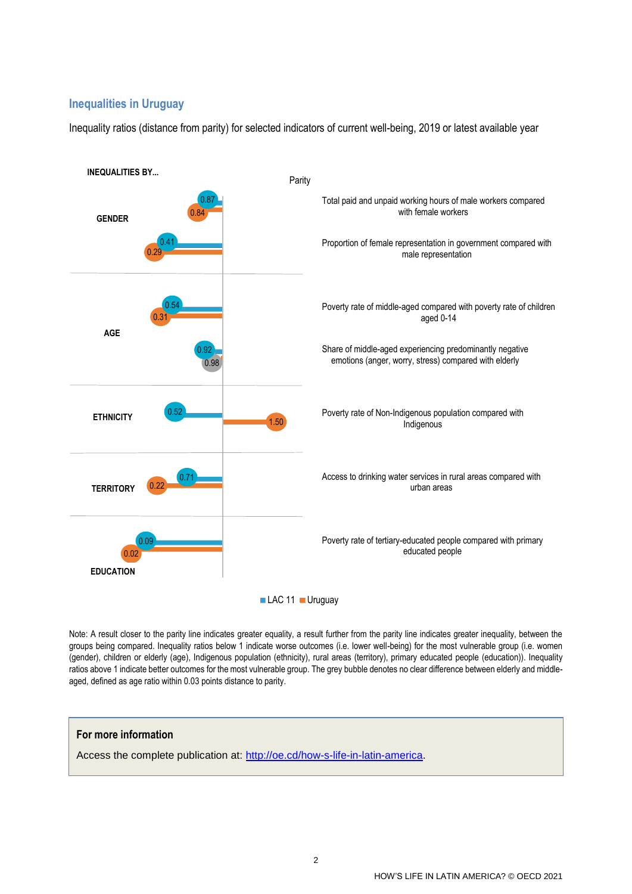## Inequalities in Uruguay

Inequality ratios (distance from parity) for selected indicators of current well-being, 2019 or latest available year

INEQUALITIES BY...

Parity

GENDER

0.87
0.84
Total paid and unpaid working hours of male workers compared with female workers

0.41
0.29
Proportion of female representation in government compared with male representation

AGE

0.54
0.31
Poverty rate of middle-aged compared with poverty rate of children aged 0-14

0.92
0.98
Share of middle-aged experiencing predominantly negative emotions (anger, worry, stress) compared with elderly

ETHNICITY

0.52
1.50
Poverty rate of Non-Indigenous population compared with Indigenous

TERRITORY

0.71
0.22
Access to drinking water services in rural areas compared with urban areas

EDUCATION

0.09
0.02
Poverty rate of tertiary-educated people compared with primary educated people

LAC 11 Uruguay

Note: A result closer to the parity line indicates greater equality, a result further from the parity line indicates greater inequality, between the groups being compared. Inequality ratios below 1 indicate worse outcomes (i.e. lower well-being) for the most vulnerable group (i.e. women (gender), children or elderly (age), Indigenous population (ethnicity), rural areas (territory), primary educated people (education)). Inequality ratios above 1 indicate better outcomes for the most vulnerable group. The grey bubble denotes no clear difference between elderly and middle-aged, defined as age ratio within 0.03 points distance to parity.

**For more information**

Access the complete publication at: [http://oe.cd/how-s-life-in-latin-america](http://oe.cd/how-s-life-in-latin-america).